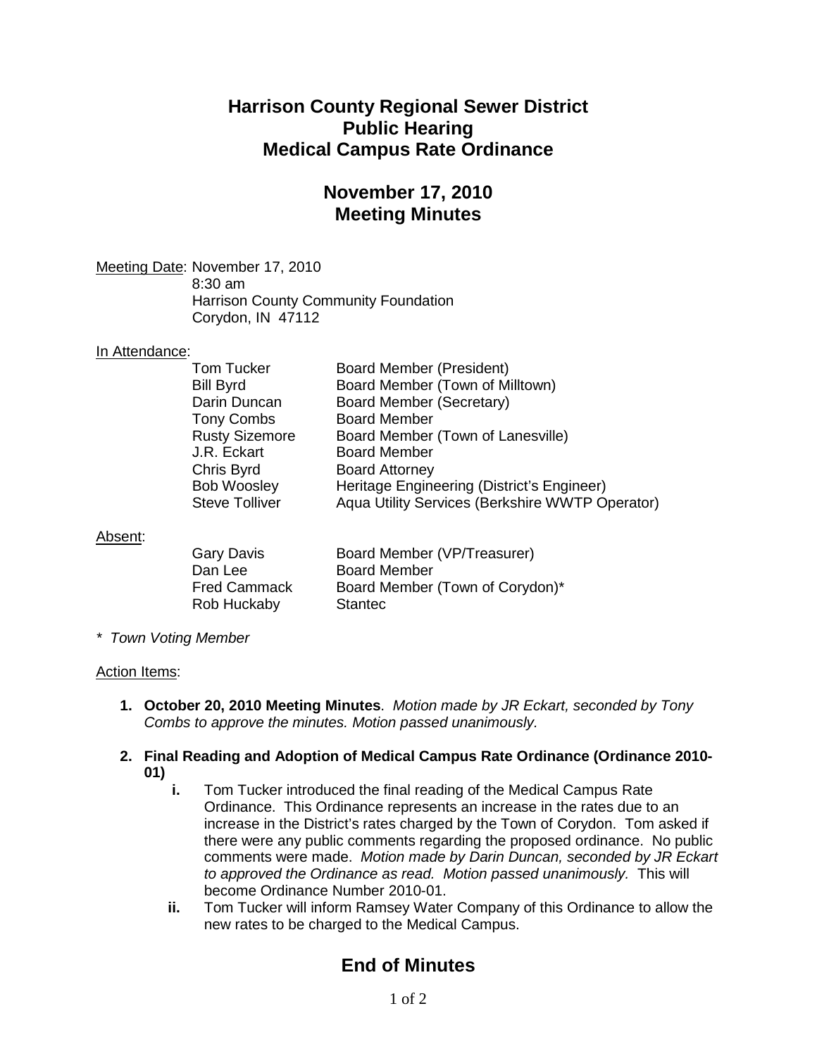# Harrison County Regional Sewer District
# Public Hearing
# Medical Campus Rate Ordinance

## November 17, 2010
## Meeting Minutes

Meeting Date: November 17, 2010
8:30 am
Harrison County Community Foundation
Corydon, IN 47112

In Attendance:

| | |
|---|---|
| Tom Tucker | Board Member (President) |
| Bill Byrd | Board Member (Town of Milltown) |
| Darin Duncan | Board Member (Secretary) |
| Tony Combs | Board Member |
| Rusty Sizemore | Board Member (Town of Lanesville) |
| J.R. Eckart | Board Member |
| Chris Byrd | Board Attorney |
| Bob Woosley | Heritage Engineering (District's Engineer) |
| Steve Tolliver | Aqua Utility Services (Berkshire WWTP Operator) |

Absent:

| | |
|---|---|
| Gary Davis | Board Member (VP/Treasurer) |
| Dan Lee | Board Member |
| Fred Cammack | Board Member (Town of Corydon)* |
| Rob Huckaby | Stantec |

*\* Town Voting Member*

Action Items:

1. **October 20, 2010 Meeting Minutes**. *Motion made by JR Eckart, seconded by Tony Combs to approve the minutes. Motion passed unanimously.*

2. **Final Reading and Adoption of Medical Campus Rate Ordinance (Ordinance 2010-01)**
   - **i.** Tom Tucker introduced the final reading of the Medical Campus Rate Ordinance. This Ordinance represents an increase in the rates due to an increase in the District's rates charged by the Town of Corydon. Tom asked if there were any public comments regarding the proposed ordinance. No public comments were made. *Motion made by Darin Duncan, seconded by JR Eckart to approved the Ordinance as read. Motion passed unanimously.* This will become Ordinance Number 2010-01.
   - **ii.** Tom Tucker will inform Ramsey Water Company of this Ordinance to allow the new rates to be charged to the Medical Campus.

## End of Minutes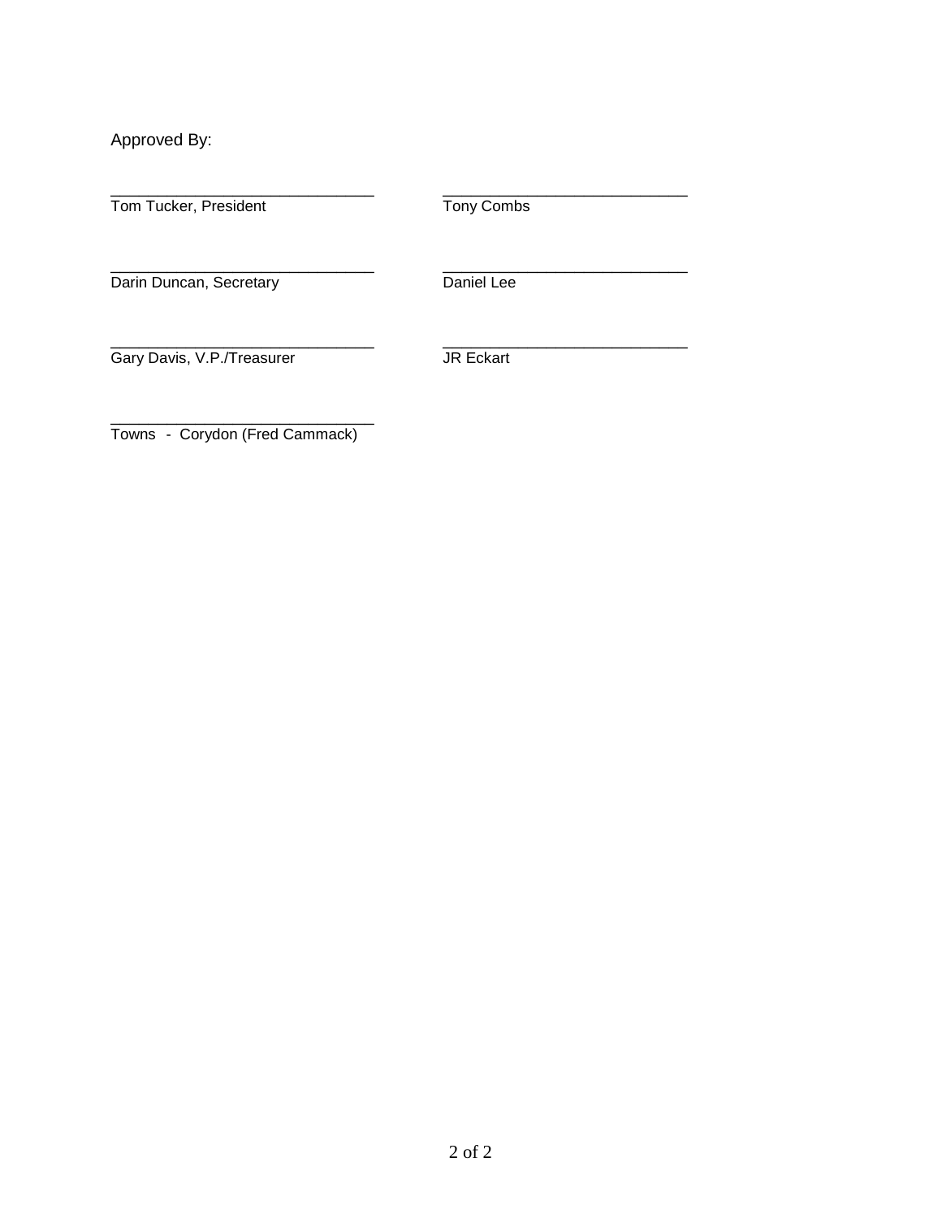Approved By:

| | |
|---|---|
| \_\_\_\_\_\_\_\_\_\_\_\_\_\_\_\_\_\_\_\_\_\_\_\_\_\_\_\_\_\_ | \_\_\_\_\_\_\_\_\_\_\_\_\_\_\_\_\_\_\_\_\_\_\_\_\_\_\_\_\_\_ |
| Tom Tucker, President | Tony Combs |
| \_\_\_\_\_\_\_\_\_\_\_\_\_\_\_\_\_\_\_\_\_\_\_\_\_\_\_\_\_\_ | \_\_\_\_\_\_\_\_\_\_\_\_\_\_\_\_\_\_\_\_\_\_\_\_\_\_\_\_\_\_ |
| Darin Duncan, Secretary | Daniel Lee |
| \_\_\_\_\_\_\_\_\_\_\_\_\_\_\_\_\_\_\_\_\_\_\_\_\_\_\_\_\_\_ | \_\_\_\_\_\_\_\_\_\_\_\_\_\_\_\_\_\_\_\_\_\_\_\_\_\_\_\_\_\_ |
| Gary Davis, V.P./Treasurer | JR Eckart |
| \_\_\_\_\_\_\_\_\_\_\_\_\_\_\_\_\_\_\_\_\_\_\_\_\_\_\_\_\_\_ | |
| Towns - Corydon (Fred Cammack) | |